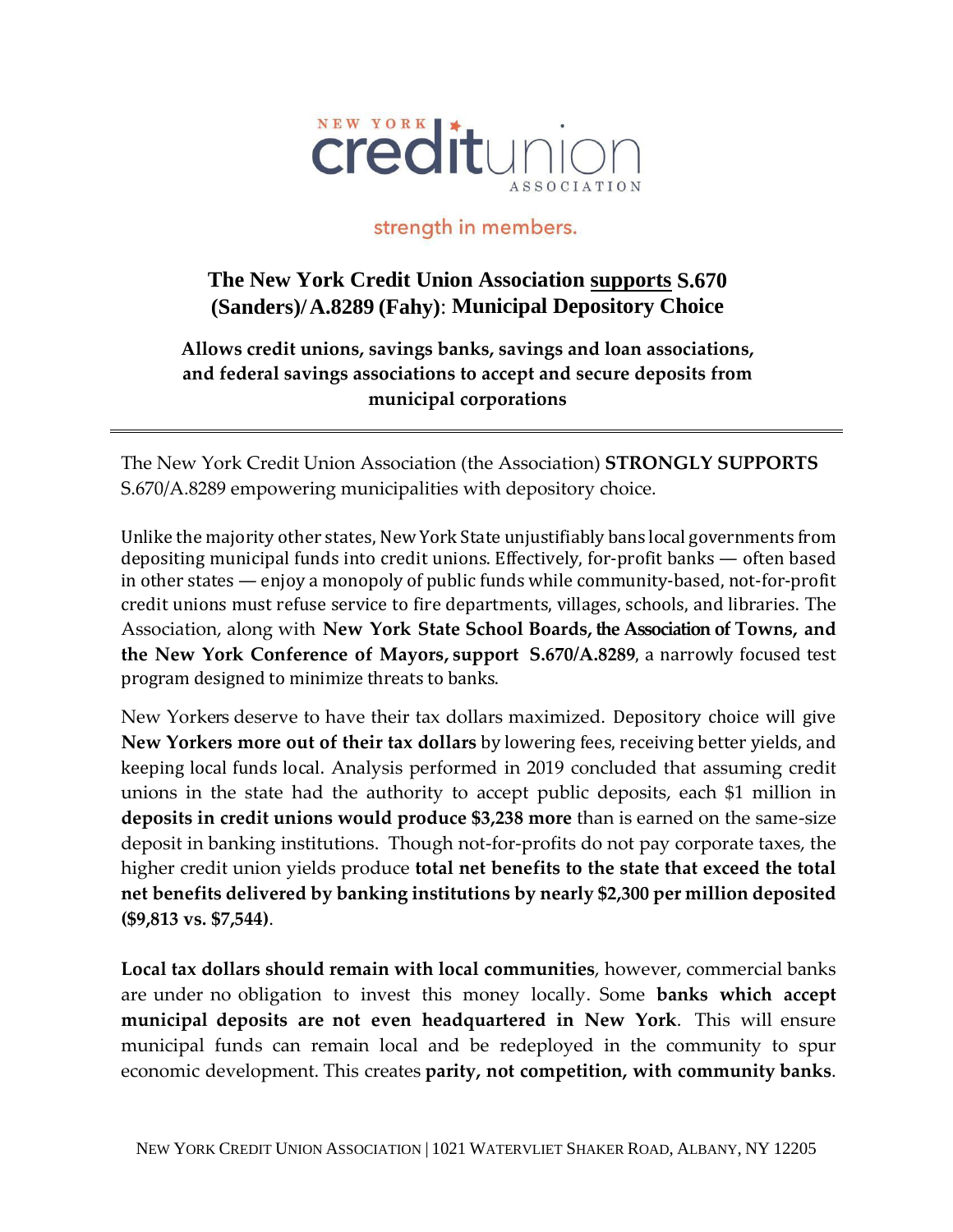NEW YORK creditunion ASSOCIATION

strength in members.

## The New York Credit Union Association supports S.670 (Sanders)/ A.8289 (Fahy): Municipal Depository Choice

### Allows credit unions, savings banks, savings and loan associations, and federal savings associations to accept and secure deposits from municipal corporations

---

The New York Credit Union Association (the Association) **STRONGLY SUPPORTS** S.670/A.8289 empowering municipalities with depository choice.

Unlike the majority other states, New York State unjustifiably bans local governments from depositing municipal funds into credit unions. Effectively, for-profit banks — often based in other states — enjoy a monopoly of public funds while community-based, not-for-profit credit unions must refuse service to fire departments, villages, schools, and libraries. The Association, along with **New York State School Boards, the Association of Towns, and the New York Conference of Mayors, support S.670/A.8289**, a narrowly focused test program designed to minimize threats to banks.

New Yorkers deserve to have their tax dollars maximized. Depository choice will give **New Yorkers more out of their tax dollars** by lowering fees, receiving better yields, and keeping local funds local. Analysis performed in 2019 concluded that assuming credit unions in the state had the authority to accept public deposits, each $1 million in **deposits in credit unions would produce $3,238 more** than is earned on the same-size deposit in banking institutions. Though not-for-profits do not pay corporate taxes, the higher credit union yields produce **total net benefits to the state that exceed the total net benefits delivered by banking institutions by nearly $2,300 per million deposited ($9,813 vs. $7,544)**.

**Local tax dollars should remain with local communities**, however, commercial banks are under no obligation to invest this money locally. Some **banks which accept municipal deposits are not even headquartered in New York**. This will ensure municipal funds can remain local and be redeployed in the community to spur economic development. This creates **parity, not competition, with community banks**.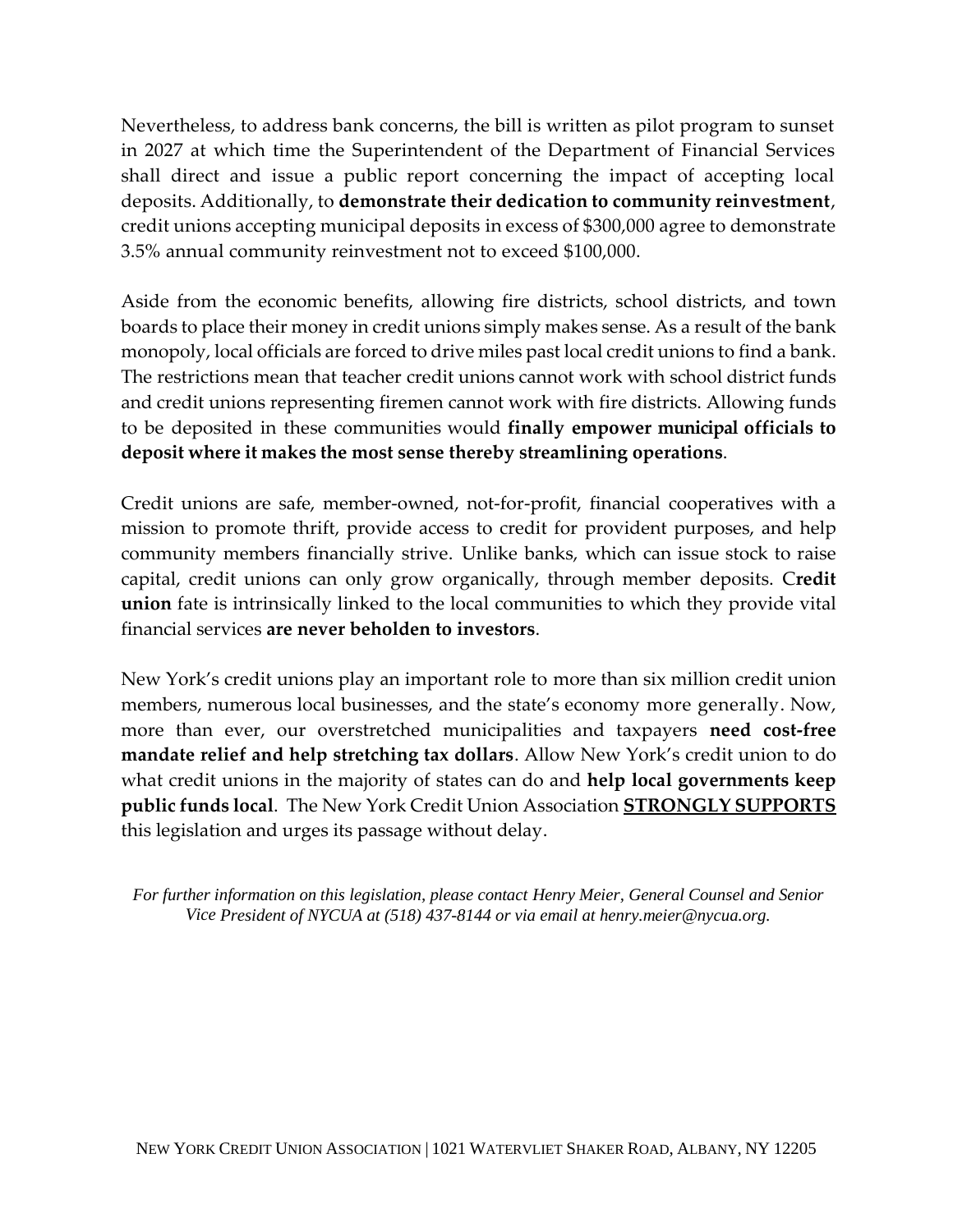Nevertheless, to address bank concerns, the bill is written as pilot program to sunset in 2027 at which time the Superintendent of the Department of Financial Services shall direct and issue a public report concerning the impact of accepting local deposits. Additionally, to **demonstrate their dedication to community reinvestment**, credit unions accepting municipal deposits in excess of $300,000 agree to demonstrate 3.5% annual community reinvestment not to exceed $100,000.

Aside from the economic benefits, allowing fire districts, school districts, and town boards to place their money in credit unions simply makes sense. As a result of the bank monopoly, local officials are forced to drive miles past local credit unions to find a bank. The restrictions mean that teacher credit unions cannot work with school district funds and credit unions representing firemen cannot work with fire districts. Allowing funds to be deposited in these communities would **finally empower municipal officials to deposit where it makes the most sense thereby streamlining operations**.

Credit unions are safe, member-owned, not-for-profit, financial cooperatives with a mission to promote thrift, provide access to credit for provident purposes, and help community members financially strive. Unlike banks, which can issue stock to raise capital, credit unions can only grow organically, through member deposits. C**redit union** fate is intrinsically linked to the local communities to which they provide vital financial services **are never beholden to investors**.

New York's credit unions play an important role to more than six million credit union members, numerous local businesses, and the state's economy more generally. Now, more than ever, our overstretched municipalities and taxpayers **need cost-free mandate relief and help stretching tax dollars**. Allow New York's credit union to do what credit unions in the majority of states can do and **help local governments keep public funds local**. The New York Credit Union Association **<u>STRONGLY SUPPORTS</u>** this legislation and urges its passage without delay.

*For further information on this legislation, please contact Henry Meier, General Counsel and Senior Vice President of NYCUA at (518) 437-8144 or via email at henry.meier@nycua.org.*

NEW YORK CREDIT UNION ASSOCIATION | 1021 WATERVLIET SHAKER ROAD, ALBANY, NY 12205